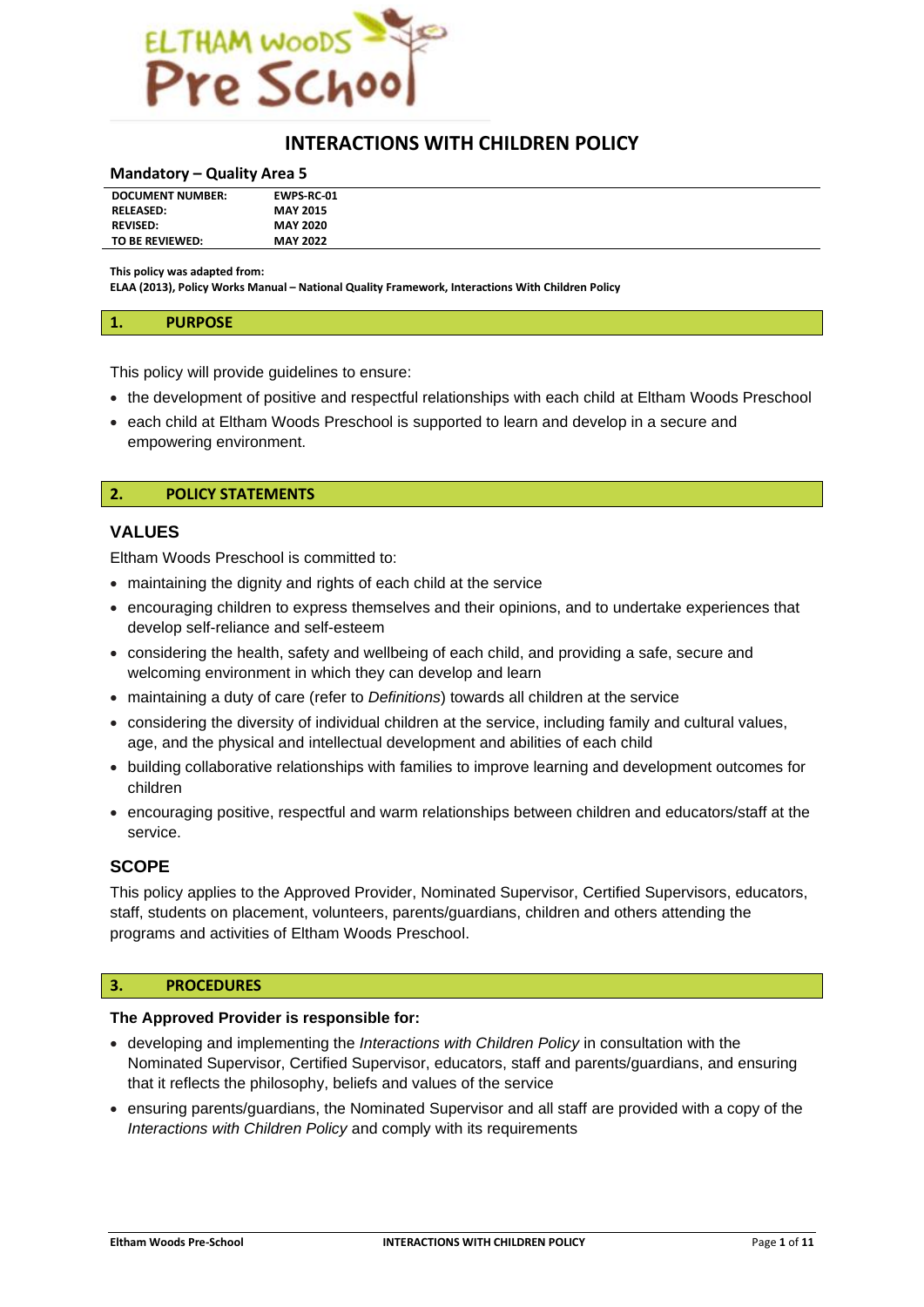# INTERACTIONS WITH CHILDREN POLICY

**Mandatory – Quality Area 5**

| | |
|---|---|
| **DOCUMENT NUMBER:** | **EWPS-RC-01** |
| **RELEASED:** | **MAY 2015** |
| **REVISED:** | **MAY 2020** |
| **TO BE REVIEWED:** | **MAY 2022** |

**This policy was adapted from:**
**ELAA (2013), Policy Works Manual – National Quality Framework, Interactions With Children Policy**

## 1. PURPOSE

This policy will provide guidelines to ensure:

- the development of positive and respectful relationships with each child at Eltham Woods Preschool
- each child at Eltham Woods Preschool is supported to learn and develop in a secure and empowering environment.

## 2. POLICY STATEMENTS

### VALUES

Eltham Woods Preschool is committed to:

- maintaining the dignity and rights of each child at the service
- encouraging children to express themselves and their opinions, and to undertake experiences that develop self-reliance and self-esteem
- considering the health, safety and wellbeing of each child, and providing a safe, secure and welcoming environment in which they can develop and learn
- maintaining a duty of care (refer to *Definitions*) towards all children at the service
- considering the diversity of individual children at the service, including family and cultural values, age, and the physical and intellectual development and abilities of each child
- building collaborative relationships with families to improve learning and development outcomes for children
- encouraging positive, respectful and warm relationships between children and educators/staff at the service.

### SCOPE

This policy applies to the Approved Provider, Nominated Supervisor, Certified Supervisors, educators, staff, students on placement, volunteers, parents/guardians, children and others attending the programs and activities of Eltham Woods Preschool.

## 3. PROCEDURES

**The Approved Provider is responsible for:**

- developing and implementing the *Interactions with Children Policy* in consultation with the Nominated Supervisor, Certified Supervisor, educators, staff and parents/guardians, and ensuring that it reflects the philosophy, beliefs and values of the service
- ensuring parents/guardians, the Nominated Supervisor and all staff are provided with a copy of the *Interactions with Children Policy* and comply with its requirements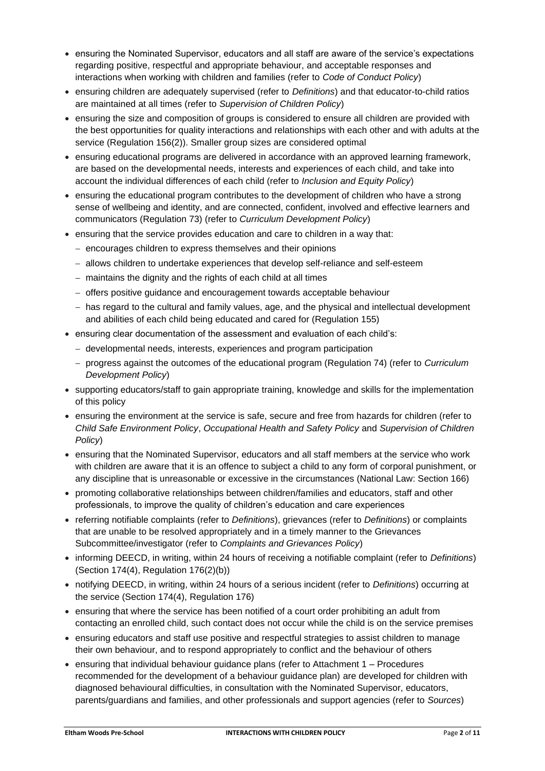- ensuring the Nominated Supervisor, educators and all staff are aware of the service's expectations regarding positive, respectful and appropriate behaviour, and acceptable responses and interactions when working with children and families (refer to *Code of Conduct Policy*)
- ensuring children are adequately supervised (refer to *Definitions*) and that educator-to-child ratios are maintained at all times (refer to *Supervision of Children Policy*)
- ensuring the size and composition of groups is considered to ensure all children are provided with the best opportunities for quality interactions and relationships with each other and with adults at the service (Regulation 156(2)). Smaller group sizes are considered optimal
- ensuring educational programs are delivered in accordance with an approved learning framework, are based on the developmental needs, interests and experiences of each child, and take into account the individual differences of each child (refer to *Inclusion and Equity Policy*)
- ensuring the educational program contributes to the development of children who have a strong sense of wellbeing and identity, and are connected, confident, involved and effective learners and communicators (Regulation 73) (refer to *Curriculum Development Policy*)
- ensuring that the service provides education and care to children in a way that:
  - encourages children to express themselves and their opinions
  - allows children to undertake experiences that develop self-reliance and self-esteem
  - maintains the dignity and the rights of each child at all times
  - offers positive guidance and encouragement towards acceptable behaviour
  - has regard to the cultural and family values, age, and the physical and intellectual development and abilities of each child being educated and cared for (Regulation 155)
- ensuring clear documentation of the assessment and evaluation of each child's:
  - developmental needs, interests, experiences and program participation
  - progress against the outcomes of the educational program (Regulation 74) (refer to *Curriculum Development Policy*)
- supporting educators/staff to gain appropriate training, knowledge and skills for the implementation of this policy
- ensuring the environment at the service is safe, secure and free from hazards for children (refer to *Child Safe Environment Policy*, *Occupational Health and Safety Policy* and *Supervision of Children Policy*)
- ensuring that the Nominated Supervisor, educators and all staff members at the service who work with children are aware that it is an offence to subject a child to any form of corporal punishment, or any discipline that is unreasonable or excessive in the circumstances (National Law: Section 166)
- promoting collaborative relationships between children/families and educators, staff and other professionals, to improve the quality of children's education and care experiences
- referring notifiable complaints (refer to *Definitions*), grievances (refer to *Definitions*) or complaints that are unable to be resolved appropriately and in a timely manner to the Grievances Subcommittee/investigator (refer to *Complaints and Grievances Policy*)
- informing DEECD, in writing, within 24 hours of receiving a notifiable complaint (refer to *Definitions*) (Section 174(4), Regulation 176(2)(b))
- notifying DEECD, in writing, within 24 hours of a serious incident (refer to *Definitions*) occurring at the service (Section 174(4), Regulation 176)
- ensuring that where the service has been notified of a court order prohibiting an adult from contacting an enrolled child, such contact does not occur while the child is on the service premises
- ensuring educators and staff use positive and respectful strategies to assist children to manage their own behaviour, and to respond appropriately to conflict and the behaviour of others
- ensuring that individual behaviour guidance plans (refer to Attachment 1 – Procedures recommended for the development of a behaviour guidance plan) are developed for children with diagnosed behavioural difficulties, in consultation with the Nominated Supervisor, educators, parents/guardians and families, and other professionals and support agencies (refer to *Sources*)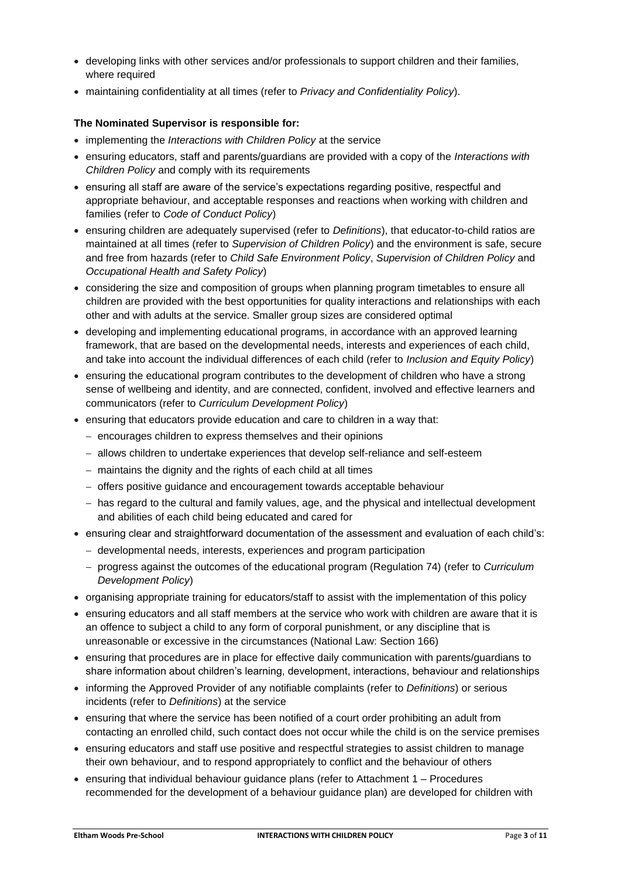- developing links with other services and/or professionals to support children and their families, where required
- maintaining confidentiality at all times (refer to *Privacy and Confidentiality Policy*).

**The Nominated Supervisor is responsible for:**

- implementing the *Interactions with Children Policy* at the service
- ensuring educators, staff and parents/guardians are provided with a copy of the *Interactions with Children Policy* and comply with its requirements
- ensuring all staff are aware of the service's expectations regarding positive, respectful and appropriate behaviour, and acceptable responses and reactions when working with children and families (refer to *Code of Conduct Policy*)
- ensuring children are adequately supervised (refer to *Definitions*), that educator-to-child ratios are maintained at all times (refer to *Supervision of Children Policy*) and the environment is safe, secure and free from hazards (refer to *Child Safe Environment Policy*, *Supervision of Children Policy* and *Occupational Health and Safety Policy*)
- considering the size and composition of groups when planning program timetables to ensure all children are provided with the best opportunities for quality interactions and relationships with each other and with adults at the service. Smaller group sizes are considered optimal
- developing and implementing educational programs, in accordance with an approved learning framework, that are based on the developmental needs, interests and experiences of each child, and take into account the individual differences of each child (refer to *Inclusion and Equity Policy*)
- ensuring the educational program contributes to the development of children who have a strong sense of wellbeing and identity, and are connected, confident, involved and effective learners and communicators (refer to *Curriculum Development Policy*)
- ensuring that educators provide education and care to children in a way that:
  - encourages children to express themselves and their opinions
  - allows children to undertake experiences that develop self-reliance and self-esteem
  - maintains the dignity and the rights of each child at all times
  - offers positive guidance and encouragement towards acceptable behaviour
  - has regard to the cultural and family values, age, and the physical and intellectual development and abilities of each child being educated and cared for
- ensuring clear and straightforward documentation of the assessment and evaluation of each child's:
  - developmental needs, interests, experiences and program participation
  - progress against the outcomes of the educational program (Regulation 74) (refer to *Curriculum Development Policy*)
- organising appropriate training for educators/staff to assist with the implementation of this policy
- ensuring educators and all staff members at the service who work with children are aware that it is an offence to subject a child to any form of corporal punishment, or any discipline that is unreasonable or excessive in the circumstances (National Law: Section 166)
- ensuring that procedures are in place for effective daily communication with parents/guardians to share information about children's learning, development, interactions, behaviour and relationships
- informing the Approved Provider of any notifiable complaints (refer to *Definitions*) or serious incidents (refer to *Definitions*) at the service
- ensuring that where the service has been notified of a court order prohibiting an adult from contacting an enrolled child, such contact does not occur while the child is on the service premises
- ensuring educators and staff use positive and respectful strategies to assist children to manage their own behaviour, and to respond appropriately to conflict and the behaviour of others
- ensuring that individual behaviour guidance plans (refer to Attachment 1 – Procedures recommended for the development of a behaviour guidance plan) are developed for children with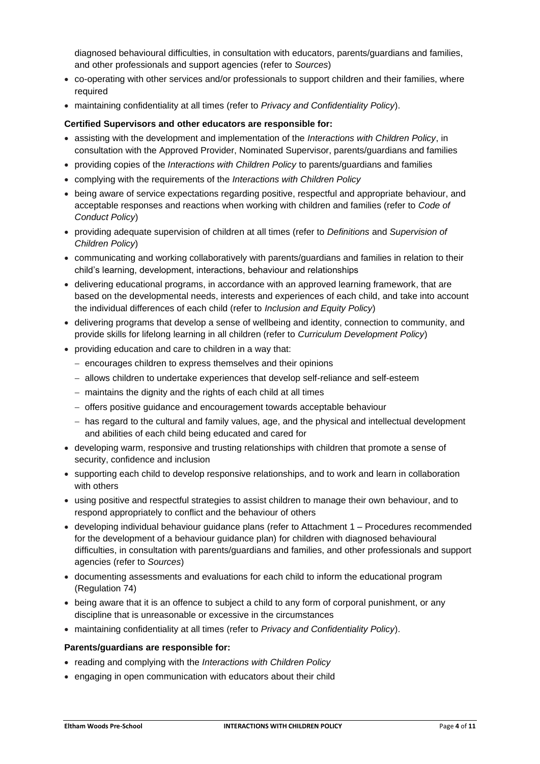diagnosed behavioural difficulties, in consultation with educators, parents/guardians and families, and other professionals and support agencies (refer to *Sources*)

- co-operating with other services and/or professionals to support children and their families, where required
- maintaining confidentiality at all times (refer to *Privacy and Confidentiality Policy*).

**Certified Supervisors and other educators are responsible for:**

- assisting with the development and implementation of the *Interactions with Children Policy*, in consultation with the Approved Provider, Nominated Supervisor, parents/guardians and families
- providing copies of the *Interactions with Children Policy* to parents/guardians and families
- complying with the requirements of the *Interactions with Children Policy*
- being aware of service expectations regarding positive, respectful and appropriate behaviour, and acceptable responses and reactions when working with children and families (refer to *Code of Conduct Policy*)
- providing adequate supervision of children at all times (refer to *Definitions* and *Supervision of Children Policy*)
- communicating and working collaboratively with parents/guardians and families in relation to their child's learning, development, interactions, behaviour and relationships
- delivering educational programs, in accordance with an approved learning framework, that are based on the developmental needs, interests and experiences of each child, and take into account the individual differences of each child (refer to *Inclusion and Equity Policy*)
- delivering programs that develop a sense of wellbeing and identity, connection to community, and provide skills for lifelong learning in all children (refer to *Curriculum Development Policy*)
- providing education and care to children in a way that:
  - encourages children to express themselves and their opinions
  - allows children to undertake experiences that develop self-reliance and self-esteem
  - maintains the dignity and the rights of each child at all times
  - offers positive guidance and encouragement towards acceptable behaviour
  - has regard to the cultural and family values, age, and the physical and intellectual development and abilities of each child being educated and cared for
- developing warm, responsive and trusting relationships with children that promote a sense of security, confidence and inclusion
- supporting each child to develop responsive relationships, and to work and learn in collaboration with others
- using positive and respectful strategies to assist children to manage their own behaviour, and to respond appropriately to conflict and the behaviour of others
- developing individual behaviour guidance plans (refer to Attachment 1 – Procedures recommended for the development of a behaviour guidance plan) for children with diagnosed behavioural difficulties, in consultation with parents/guardians and families, and other professionals and support agencies (refer to *Sources*)
- documenting assessments and evaluations for each child to inform the educational program (Regulation 74)
- being aware that it is an offence to subject a child to any form of corporal punishment, or any discipline that is unreasonable or excessive in the circumstances
- maintaining confidentiality at all times (refer to *Privacy and Confidentiality Policy*).

**Parents/guardians are responsible for:**

- reading and complying with the *Interactions with Children Policy*
- engaging in open communication with educators about their child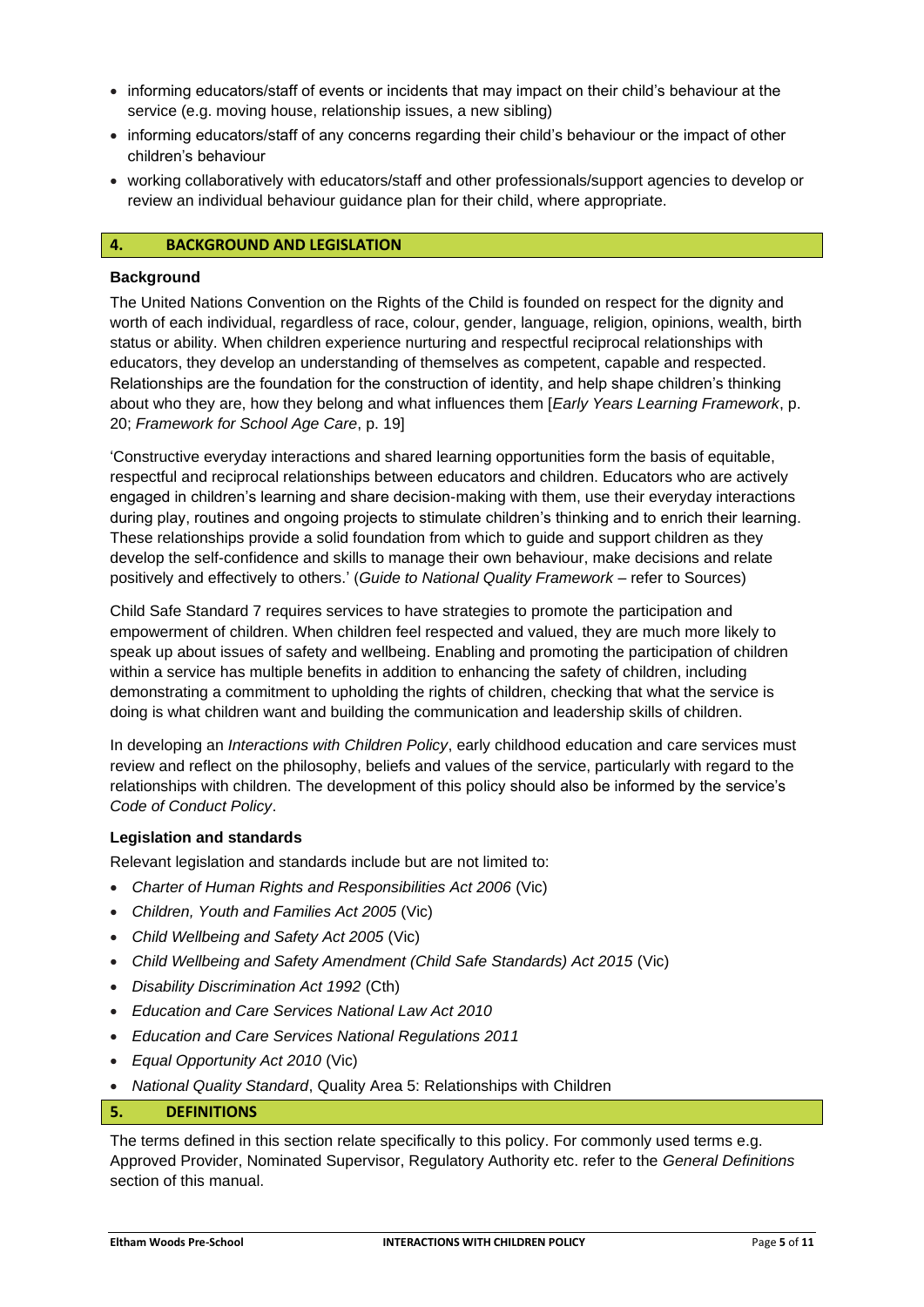- informing educators/staff of events or incidents that may impact on their child's behaviour at the service (e.g. moving house, relationship issues, a new sibling)
- informing educators/staff of any concerns regarding their child's behaviour or the impact of other children's behaviour
- working collaboratively with educators/staff and other professionals/support agencies to develop or review an individual behaviour guidance plan for their child, where appropriate.

## 4. BACKGROUND AND LEGISLATION

### Background

The United Nations Convention on the Rights of the Child is founded on respect for the dignity and worth of each individual, regardless of race, colour, gender, language, religion, opinions, wealth, birth status or ability. When children experience nurturing and respectful reciprocal relationships with educators, they develop an understanding of themselves as competent, capable and respected. Relationships are the foundation for the construction of identity, and help shape children's thinking about who they are, how they belong and what influences them [*Early Years Learning Framework*, p. 20; *Framework for School Age Care*, p. 19]

'Constructive everyday interactions and shared learning opportunities form the basis of equitable, respectful and reciprocal relationships between educators and children. Educators who are actively engaged in children's learning and share decision-making with them, use their everyday interactions during play, routines and ongoing projects to stimulate children's thinking and to enrich their learning. These relationships provide a solid foundation from which to guide and support children as they develop the self-confidence and skills to manage their own behaviour, make decisions and relate positively and effectively to others.' (*Guide to National Quality Framework* – refer to Sources)

Child Safe Standard 7 requires services to have strategies to promote the participation and empowerment of children. When children feel respected and valued, they are much more likely to speak up about issues of safety and wellbeing. Enabling and promoting the participation of children within a service has multiple benefits in addition to enhancing the safety of children, including demonstrating a commitment to upholding the rights of children, checking that what the service is doing is what children want and building the communication and leadership skills of children.

In developing an *Interactions with Children Policy*, early childhood education and care services must review and reflect on the philosophy, beliefs and values of the service, particularly with regard to the relationships with children. The development of this policy should also be informed by the service's *Code of Conduct Policy*.

### Legislation and standards

Relevant legislation and standards include but are not limited to:

- *Charter of Human Rights and Responsibilities Act 2006* (Vic)
- *Children, Youth and Families Act 2005* (Vic)
- *Child Wellbeing and Safety Act 2005* (Vic)
- *Child Wellbeing and Safety Amendment (Child Safe Standards) Act 2015* (Vic)
- *Disability Discrimination Act 1992* (Cth)
- *Education and Care Services National Law Act 2010*
- *Education and Care Services National Regulations 2011*
- *Equal Opportunity Act 2010* (Vic)
- *National Quality Standard*, Quality Area 5: Relationships with Children

## 5. DEFINITIONS

The terms defined in this section relate specifically to this policy. For commonly used terms e.g. Approved Provider, Nominated Supervisor, Regulatory Authority etc. refer to the *General Definitions* section of this manual.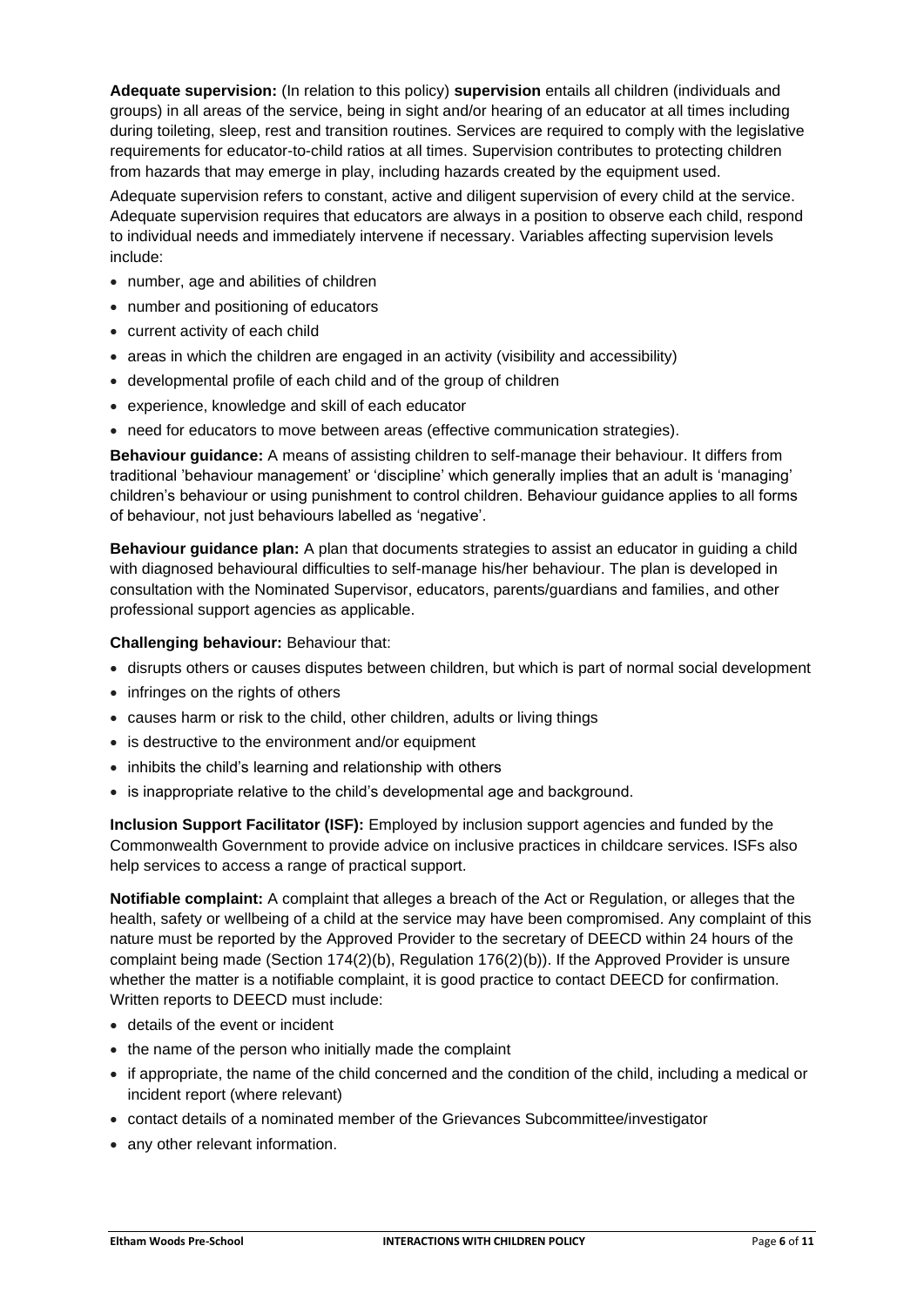**Adequate supervision:** (In relation to this policy) **supervision** entails all children (individuals and groups) in all areas of the service, being in sight and/or hearing of an educator at all times including during toileting, sleep, rest and transition routines. Services are required to comply with the legislative requirements for educator-to-child ratios at all times. Supervision contributes to protecting children from hazards that may emerge in play, including hazards created by the equipment used.

Adequate supervision refers to constant, active and diligent supervision of every child at the service. Adequate supervision requires that educators are always in a position to observe each child, respond to individual needs and immediately intervene if necessary. Variables affecting supervision levels include:

- number, age and abilities of children
- number and positioning of educators
- current activity of each child
- areas in which the children are engaged in an activity (visibility and accessibility)
- developmental profile of each child and of the group of children
- experience, knowledge and skill of each educator
- need for educators to move between areas (effective communication strategies).

**Behaviour guidance:** A means of assisting children to self-manage their behaviour. It differs from traditional 'behaviour management' or 'discipline' which generally implies that an adult is 'managing' children's behaviour or using punishment to control children. Behaviour guidance applies to all forms of behaviour, not just behaviours labelled as 'negative'.

**Behaviour guidance plan:** A plan that documents strategies to assist an educator in guiding a child with diagnosed behavioural difficulties to self-manage his/her behaviour. The plan is developed in consultation with the Nominated Supervisor, educators, parents/guardians and families, and other professional support agencies as applicable.

**Challenging behaviour:** Behaviour that:

- disrupts others or causes disputes between children, but which is part of normal social development
- infringes on the rights of others
- causes harm or risk to the child, other children, adults or living things
- is destructive to the environment and/or equipment
- inhibits the child's learning and relationship with others
- is inappropriate relative to the child's developmental age and background.

**Inclusion Support Facilitator (ISF):** Employed by inclusion support agencies and funded by the Commonwealth Government to provide advice on inclusive practices in childcare services. ISFs also help services to access a range of practical support.

**Notifiable complaint:** A complaint that alleges a breach of the Act or Regulation, or alleges that the health, safety or wellbeing of a child at the service may have been compromised. Any complaint of this nature must be reported by the Approved Provider to the secretary of DEECD within 24 hours of the complaint being made (Section 174(2)(b), Regulation 176(2)(b)). If the Approved Provider is unsure whether the matter is a notifiable complaint, it is good practice to contact DEECD for confirmation. Written reports to DEECD must include:

- details of the event or incident
- the name of the person who initially made the complaint
- if appropriate, the name of the child concerned and the condition of the child, including a medical or incident report (where relevant)
- contact details of a nominated member of the Grievances Subcommittee/investigator
- any other relevant information.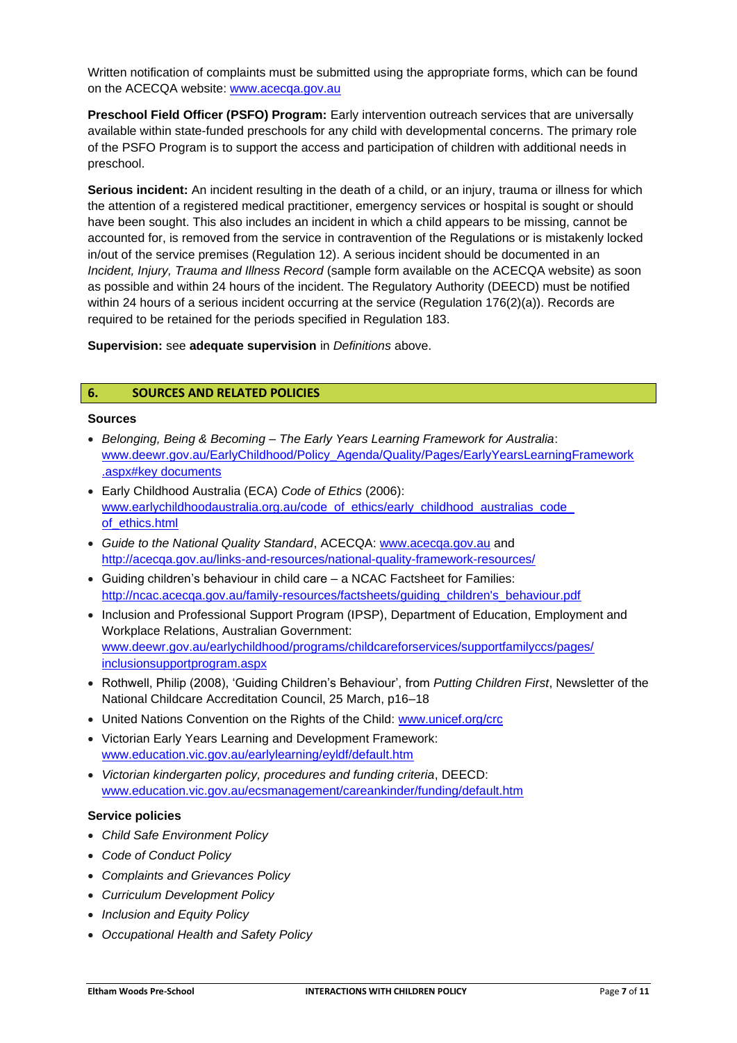Written notification of complaints must be submitted using the appropriate forms, which can be found on the ACECQA website: www.acecqa.gov.au

**Preschool Field Officer (PSFO) Program:** Early intervention outreach services that are universally available within state-funded preschools for any child with developmental concerns. The primary role of the PSFO Program is to support the access and participation of children with additional needs in preschool.

**Serious incident:** An incident resulting in the death of a child, or an injury, trauma or illness for which the attention of a registered medical practitioner, emergency services or hospital is sought or should have been sought. This also includes an incident in which a child appears to be missing, cannot be accounted for, is removed from the service in contravention of the Regulations or is mistakenly locked in/out of the service premises (Regulation 12). A serious incident should be documented in an *Incident, Injury, Trauma and Illness Record* (sample form available on the ACECQA website) as soon as possible and within 24 hours of the incident. The Regulatory Authority (DEECD) must be notified within 24 hours of a serious incident occurring at the service (Regulation 176(2)(a)). Records are required to be retained for the periods specified in Regulation 183.

**Supervision:** see **adequate supervision** in *Definitions* above.

## 6. SOURCES AND RELATED POLICIES

### Sources

- *Belonging, Being & Becoming – The Early Years Learning Framework for Australia*: www.deewr.gov.au/EarlyChildhood/Policy_Agenda/Quality/Pages/EarlyYearsLearningFramework.aspx#key documents
- Early Childhood Australia (ECA) *Code of Ethics* (2006): www.earlychildhoodaustralia.org.au/code_of_ethics/early_childhood_australias_code_of_ethics.html
- *Guide to the National Quality Standard*, ACECQA: www.acecqa.gov.au and http://acecqa.gov.au/links-and-resources/national-quality-framework-resources/
- Guiding children's behaviour in child care – a NCAC Factsheet for Families: http://ncac.acecqa.gov.au/family-resources/factsheets/guiding_children's_behaviour.pdf
- Inclusion and Professional Support Program (IPSP), Department of Education, Employment and Workplace Relations, Australian Government: www.deewr.gov.au/earlychildhood/programs/childcareforservices/supportfamilyccs/pages/inclusionsupportprogram.aspx
- Rothwell, Philip (2008), 'Guiding Children's Behaviour', from *Putting Children First*, Newsletter of the National Childcare Accreditation Council, 25 March, p16–18
- United Nations Convention on the Rights of the Child: www.unicef.org/crc
- Victorian Early Years Learning and Development Framework: www.education.vic.gov.au/earlylearning/eyldf/default.htm
- *Victorian kindergarten policy, procedures and funding criteria*, DEECD: www.education.vic.gov.au/ecsmanagement/careankinder/funding/default.htm

### Service policies

- *Child Safe Environment Policy*
- *Code of Conduct Policy*
- *Complaints and Grievances Policy*
- *Curriculum Development Policy*
- *Inclusion and Equity Policy*
- *Occupational Health and Safety Policy*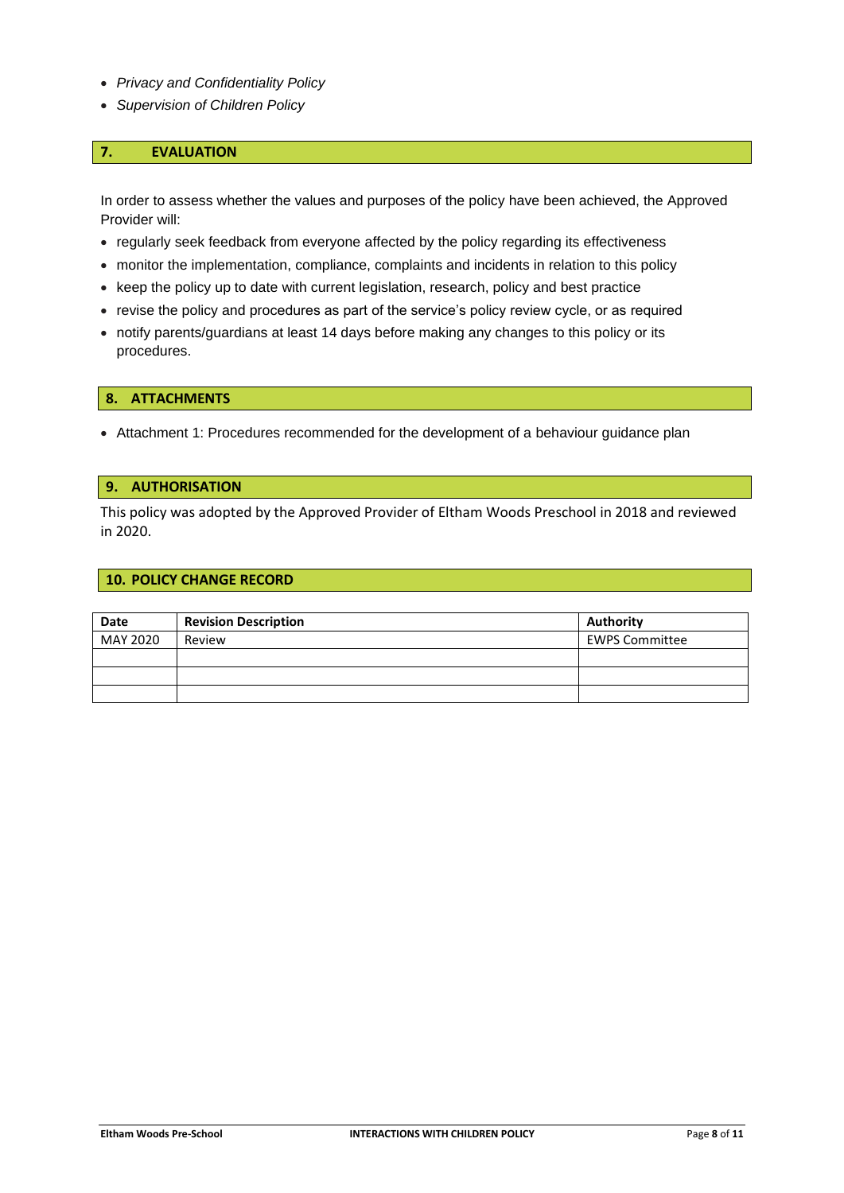- *Privacy and Confidentiality Policy*
- *Supervision of Children Policy*

## 7. EVALUATION

In order to assess whether the values and purposes of the policy have been achieved, the Approved Provider will:

- regularly seek feedback from everyone affected by the policy regarding its effectiveness
- monitor the implementation, compliance, complaints and incidents in relation to this policy
- keep the policy up to date with current legislation, research, policy and best practice
- revise the policy and procedures as part of the service's policy review cycle, or as required
- notify parents/guardians at least 14 days before making any changes to this policy or its procedures.

## 8. ATTACHMENTS

- Attachment 1: Procedures recommended for the development of a behaviour guidance plan

## 9. AUTHORISATION

This policy was adopted by the Approved Provider of Eltham Woods Preschool in 2018 and reviewed in 2020.

## 10. POLICY CHANGE RECORD

| Date | Revision Description | Authority |
|---|---|---|
| MAY 2020 | Review | EWPS Committee |
| | | |
| | | |
| | | |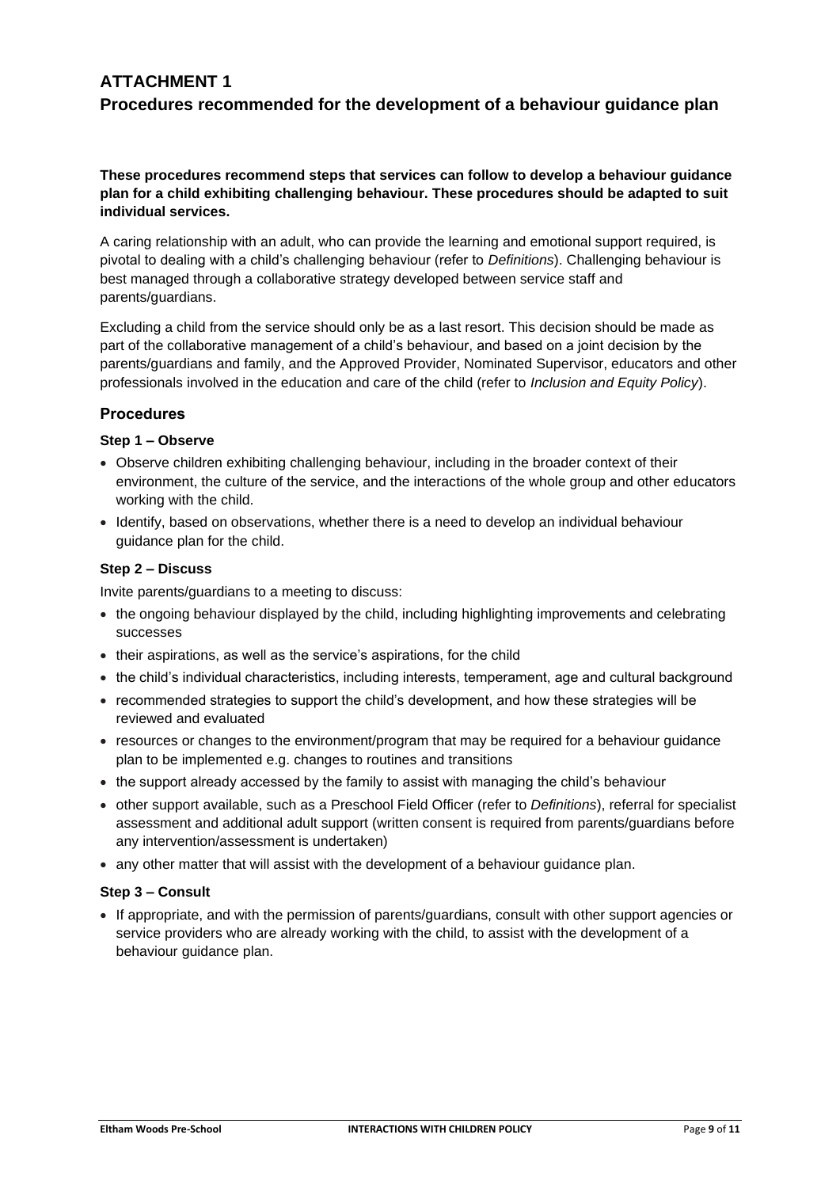# ATTACHMENT 1
## Procedures recommended for the development of a behaviour guidance plan

**These procedures recommend steps that services can follow to develop a behaviour guidance plan for a child exhibiting challenging behaviour. These procedures should be adapted to suit individual services.**

A caring relationship with an adult, who can provide the learning and emotional support required, is pivotal to dealing with a child's challenging behaviour (refer to *Definitions*). Challenging behaviour is best managed through a collaborative strategy developed between service staff and parents/guardians.

Excluding a child from the service should only be as a last resort. This decision should be made as part of the collaborative management of a child's behaviour, and based on a joint decision by the parents/guardians and family, and the Approved Provider, Nominated Supervisor, educators and other professionals involved in the education and care of the child (refer to *Inclusion and Equity Policy*).

### Procedures

#### Step 1 – Observe

- Observe children exhibiting challenging behaviour, including in the broader context of their environment, the culture of the service, and the interactions of the whole group and other educators working with the child.
- Identify, based on observations, whether there is a need to develop an individual behaviour guidance plan for the child.

#### Step 2 – Discuss

Invite parents/guardians to a meeting to discuss:

- the ongoing behaviour displayed by the child, including highlighting improvements and celebrating successes
- their aspirations, as well as the service's aspirations, for the child
- the child's individual characteristics, including interests, temperament, age and cultural background
- recommended strategies to support the child's development, and how these strategies will be reviewed and evaluated
- resources or changes to the environment/program that may be required for a behaviour guidance plan to be implemented e.g. changes to routines and transitions
- the support already accessed by the family to assist with managing the child's behaviour
- other support available, such as a Preschool Field Officer (refer to *Definitions*), referral for specialist assessment and additional adult support (written consent is required from parents/guardians before any intervention/assessment is undertaken)
- any other matter that will assist with the development of a behaviour guidance plan.

#### Step 3 – Consult

- If appropriate, and with the permission of parents/guardians, consult with other support agencies or service providers who are already working with the child, to assist with the development of a behaviour guidance plan.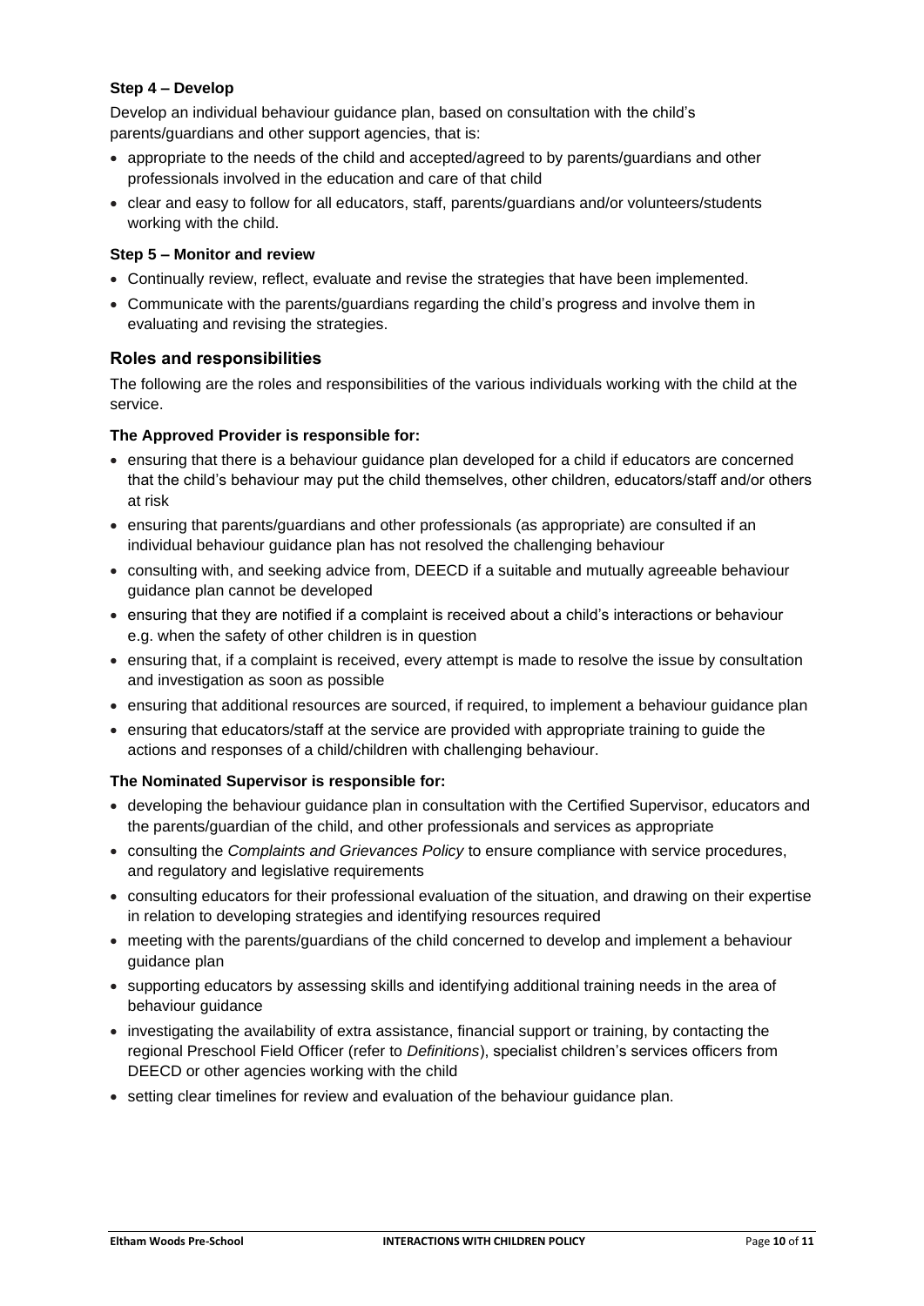**Step 4 – Develop**

Develop an individual behaviour guidance plan, based on consultation with the child's parents/guardians and other support agencies, that is:

- appropriate to the needs of the child and accepted/agreed to by parents/guardians and other professionals involved in the education and care of that child
- clear and easy to follow for all educators, staff, parents/guardians and/or volunteers/students working with the child.

**Step 5 – Monitor and review**

- Continually review, reflect, evaluate and revise the strategies that have been implemented.
- Communicate with the parents/guardians regarding the child's progress and involve them in evaluating and revising the strategies.

## Roles and responsibilities

The following are the roles and responsibilities of the various individuals working with the child at the service.

**The Approved Provider is responsible for:**

- ensuring that there is a behaviour guidance plan developed for a child if educators are concerned that the child's behaviour may put the child themselves, other children, educators/staff and/or others at risk
- ensuring that parents/guardians and other professionals (as appropriate) are consulted if an individual behaviour guidance plan has not resolved the challenging behaviour
- consulting with, and seeking advice from, DEECD if a suitable and mutually agreeable behaviour guidance plan cannot be developed
- ensuring that they are notified if a complaint is received about a child's interactions or behaviour e.g. when the safety of other children is in question
- ensuring that, if a complaint is received, every attempt is made to resolve the issue by consultation and investigation as soon as possible
- ensuring that additional resources are sourced, if required, to implement a behaviour guidance plan
- ensuring that educators/staff at the service are provided with appropriate training to guide the actions and responses of a child/children with challenging behaviour.

**The Nominated Supervisor is responsible for:**

- developing the behaviour guidance plan in consultation with the Certified Supervisor, educators and the parents/guardian of the child, and other professionals and services as appropriate
- consulting the *Complaints and Grievances Policy* to ensure compliance with service procedures, and regulatory and legislative requirements
- consulting educators for their professional evaluation of the situation, and drawing on their expertise in relation to developing strategies and identifying resources required
- meeting with the parents/guardians of the child concerned to develop and implement a behaviour guidance plan
- supporting educators by assessing skills and identifying additional training needs in the area of behaviour guidance
- investigating the availability of extra assistance, financial support or training, by contacting the regional Preschool Field Officer (refer to *Definitions*), specialist children's services officers from DEECD or other agencies working with the child
- setting clear timelines for review and evaluation of the behaviour guidance plan.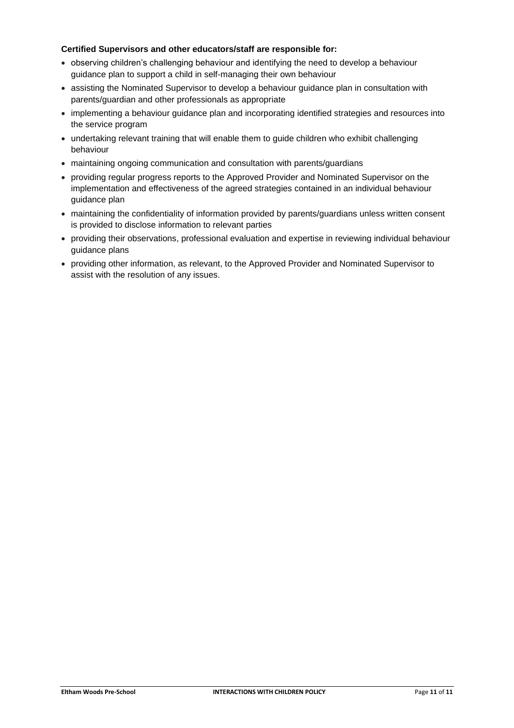**Certified Supervisors and other educators/staff are responsible for:**

- observing children's challenging behaviour and identifying the need to develop a behaviour guidance plan to support a child in self-managing their own behaviour
- assisting the Nominated Supervisor to develop a behaviour guidance plan in consultation with parents/guardian and other professionals as appropriate
- implementing a behaviour guidance plan and incorporating identified strategies and resources into the service program
- undertaking relevant training that will enable them to guide children who exhibit challenging behaviour
- maintaining ongoing communication and consultation with parents/guardians
- providing regular progress reports to the Approved Provider and Nominated Supervisor on the implementation and effectiveness of the agreed strategies contained in an individual behaviour guidance plan
- maintaining the confidentiality of information provided by parents/guardians unless written consent is provided to disclose information to relevant parties
- providing their observations, professional evaluation and expertise in reviewing individual behaviour guidance plans
- providing other information, as relevant, to the Approved Provider and Nominated Supervisor to assist with the resolution of any issues.